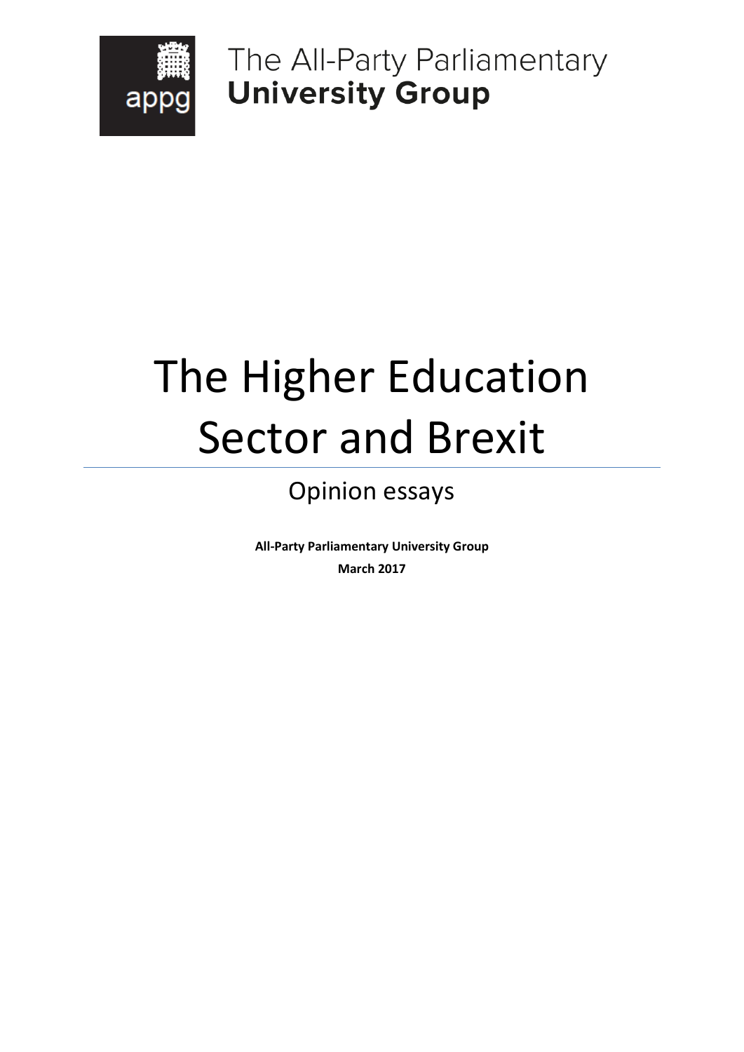The All-Party Parliamentary **University Group**

# The Higher Education Sector and Brexit

## Opinion essays

**All-Party Parliamentary University Group**

**March 2017**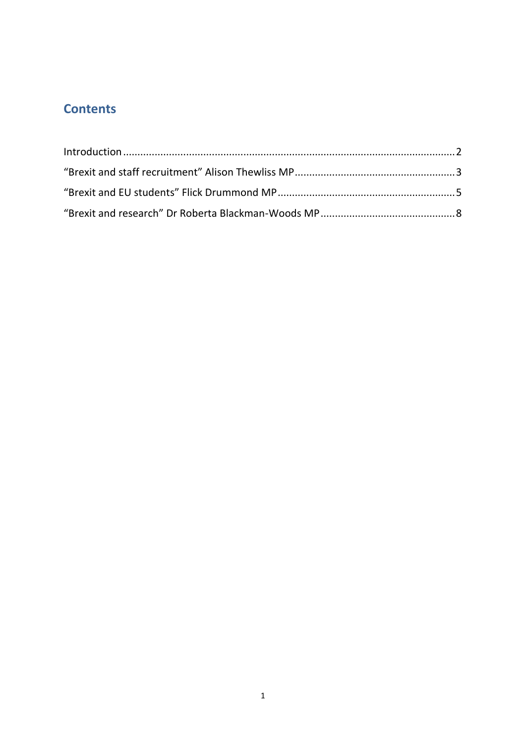## Contents

Introduction .......... 2

"Brexit and staff recruitment" Alison Thewliss MP .......... 3

"Brexit and EU students" Flick Drummond MP .......... 5

"Brexit and research" Dr Roberta Blackman-Woods MP .......... 8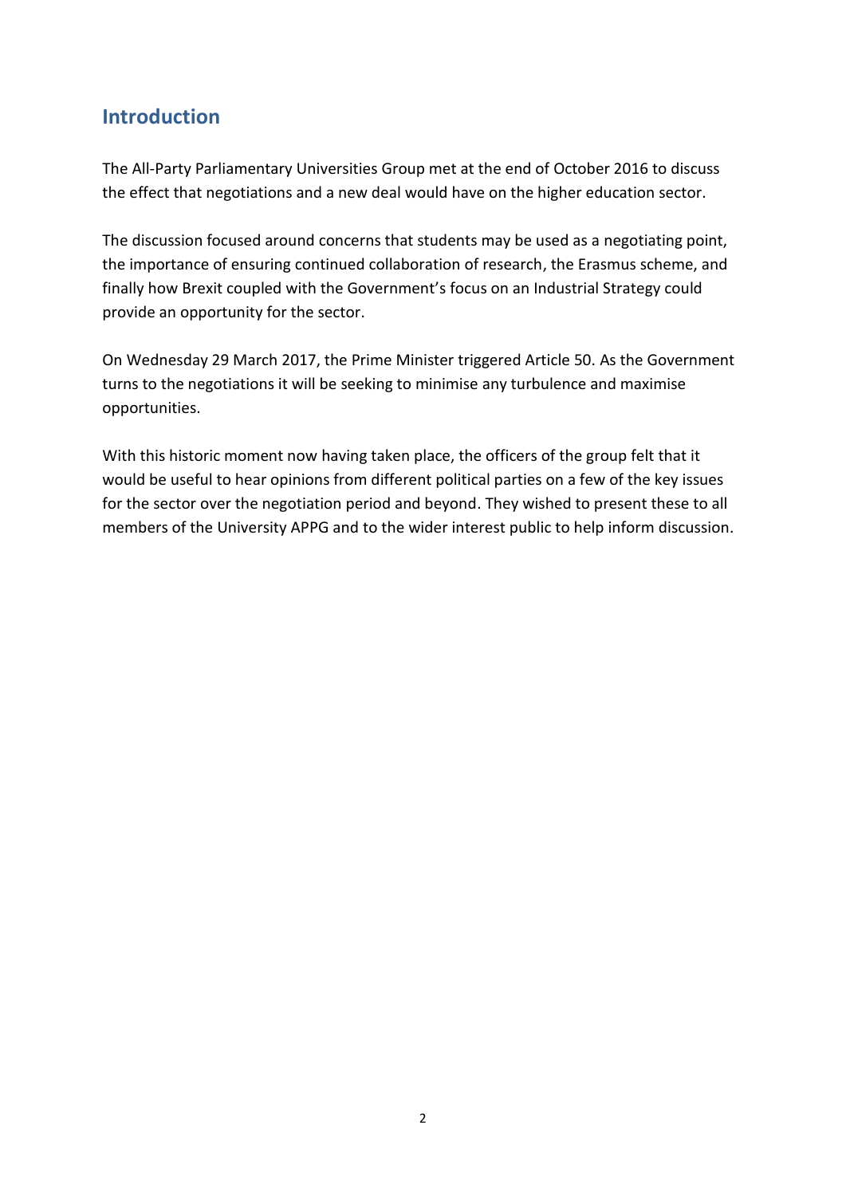## Introduction

The All-Party Parliamentary Universities Group met at the end of October 2016 to discuss the effect that negotiations and a new deal would have on the higher education sector.

The discussion focused around concerns that students may be used as a negotiating point, the importance of ensuring continued collaboration of research, the Erasmus scheme, and finally how Brexit coupled with the Government's focus on an Industrial Strategy could provide an opportunity for the sector.

On Wednesday 29 March 2017, the Prime Minister triggered Article 50. As the Government turns to the negotiations it will be seeking to minimise any turbulence and maximise opportunities.

With this historic moment now having taken place, the officers of the group felt that it would be useful to hear opinions from different political parties on a few of the key issues for the sector over the negotiation period and beyond. They wished to present these to all members of the University APPG and to the wider interest public to help inform discussion.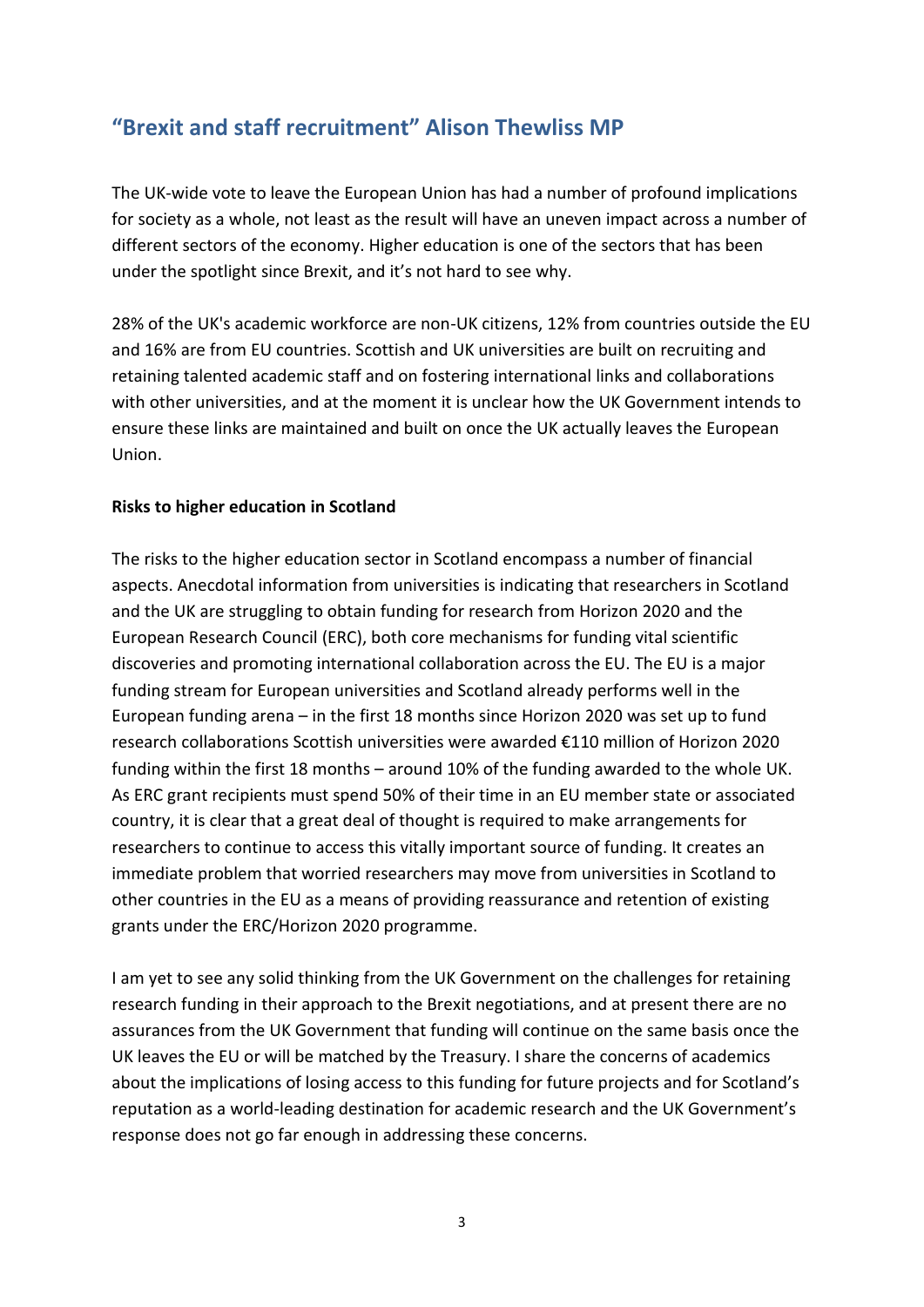## "Brexit and staff recruitment" Alison Thewliss MP

The UK-wide vote to leave the European Union has had a number of profound implications for society as a whole, not least as the result will have an uneven impact across a number of different sectors of the economy. Higher education is one of the sectors that has been under the spotlight since Brexit, and it's not hard to see why.

28% of the UK's academic workforce are non-UK citizens, 12% from countries outside the EU and 16% are from EU countries. Scottish and UK universities are built on recruiting and retaining talented academic staff and on fostering international links and collaborations with other universities, and at the moment it is unclear how the UK Government intends to ensure these links are maintained and built on once the UK actually leaves the European Union.

**Risks to higher education in Scotland**

The risks to the higher education sector in Scotland encompass a number of financial aspects. Anecdotal information from universities is indicating that researchers in Scotland and the UK are struggling to obtain funding for research from Horizon 2020 and the European Research Council (ERC), both core mechanisms for funding vital scientific discoveries and promoting international collaboration across the EU. The EU is a major funding stream for European universities and Scotland already performs well in the European funding arena – in the first 18 months since Horizon 2020 was set up to fund research collaborations Scottish universities were awarded €110 million of Horizon 2020 funding within the first 18 months – around 10% of the funding awarded to the whole UK. As ERC grant recipients must spend 50% of their time in an EU member state or associated country, it is clear that a great deal of thought is required to make arrangements for researchers to continue to access this vitally important source of funding. It creates an immediate problem that worried researchers may move from universities in Scotland to other countries in the EU as a means of providing reassurance and retention of existing grants under the ERC/Horizon 2020 programme.

I am yet to see any solid thinking from the UK Government on the challenges for retaining research funding in their approach to the Brexit negotiations, and at present there are no assurances from the UK Government that funding will continue on the same basis once the UK leaves the EU or will be matched by the Treasury. I share the concerns of academics about the implications of losing access to this funding for future projects and for Scotland's reputation as a world-leading destination for academic research and the UK Government's response does not go far enough in addressing these concerns.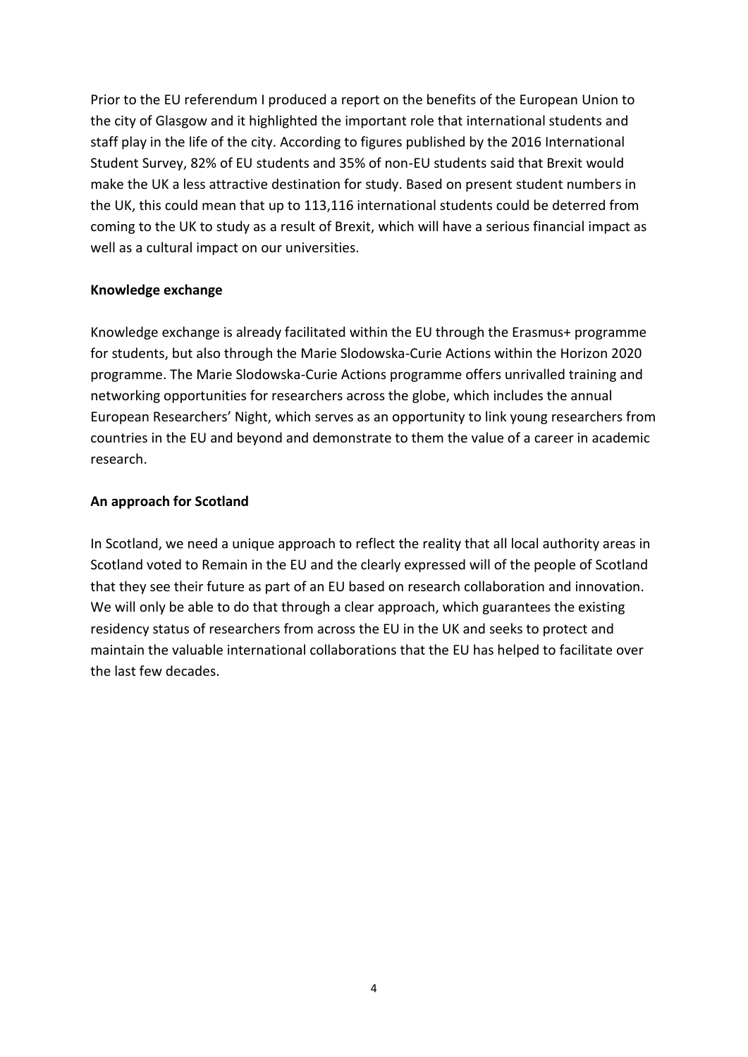Prior to the EU referendum I produced a report on the benefits of the European Union to the city of Glasgow and it highlighted the important role that international students and staff play in the life of the city. According to figures published by the 2016 International Student Survey, 82% of EU students and 35% of non-EU students said that Brexit would make the UK a less attractive destination for study. Based on present student numbers in the UK, this could mean that up to 113,116 international students could be deterred from coming to the UK to study as a result of Brexit, which will have a serious financial impact as well as a cultural impact on our universities.

**Knowledge exchange**

Knowledge exchange is already facilitated within the EU through the Erasmus+ programme for students, but also through the Marie Slodowska-Curie Actions within the Horizon 2020 programme. The Marie Slodowska-Curie Actions programme offers unrivalled training and networking opportunities for researchers across the globe, which includes the annual European Researchers' Night, which serves as an opportunity to link young researchers from countries in the EU and beyond and demonstrate to them the value of a career in academic research.

**An approach for Scotland**

In Scotland, we need a unique approach to reflect the reality that all local authority areas in Scotland voted to Remain in the EU and the clearly expressed will of the people of Scotland that they see their future as part of an EU based on research collaboration and innovation. We will only be able to do that through a clear approach, which guarantees the existing residency status of researchers from across the EU in the UK and seeks to protect and maintain the valuable international collaborations that the EU has helped to facilitate over the last few decades.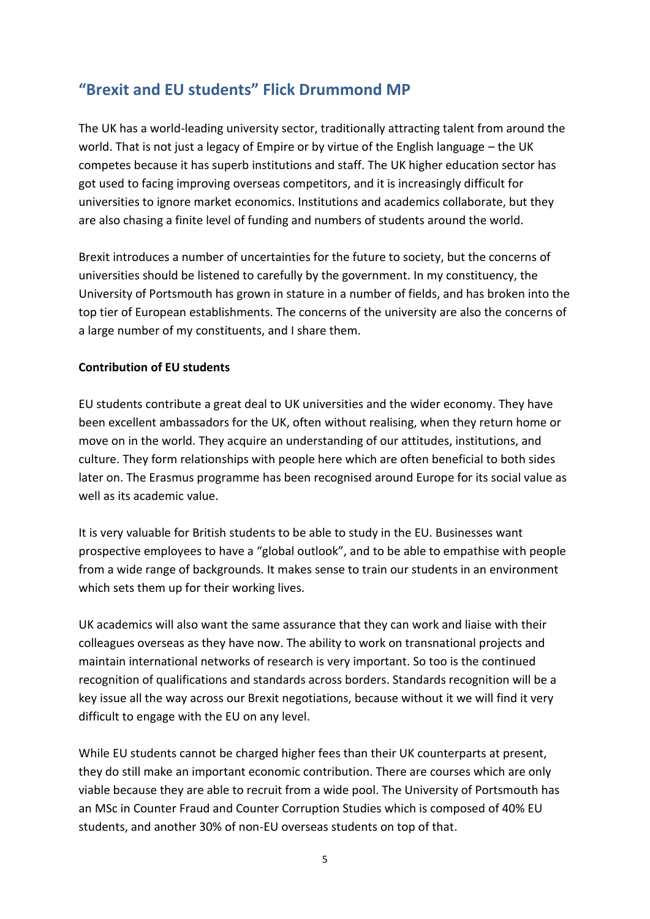## "Brexit and EU students" Flick Drummond MP

The UK has a world-leading university sector, traditionally attracting talent from around the world. That is not just a legacy of Empire or by virtue of the English language – the UK competes because it has superb institutions and staff. The UK higher education sector has got used to facing improving overseas competitors, and it is increasingly difficult for universities to ignore market economics. Institutions and academics collaborate, but they are also chasing a finite level of funding and numbers of students around the world.

Brexit introduces a number of uncertainties for the future to society, but the concerns of universities should be listened to carefully by the government. In my constituency, the University of Portsmouth has grown in stature in a number of fields, and has broken into the top tier of European establishments. The concerns of the university are also the concerns of a large number of my constituents, and I share them.

**Contribution of EU students**

EU students contribute a great deal to UK universities and the wider economy. They have been excellent ambassadors for the UK, often without realising, when they return home or move on in the world. They acquire an understanding of our attitudes, institutions, and culture. They form relationships with people here which are often beneficial to both sides later on. The Erasmus programme has been recognised around Europe for its social value as well as its academic value.

It is very valuable for British students to be able to study in the EU. Businesses want prospective employees to have a "global outlook", and to be able to empathise with people from a wide range of backgrounds. It makes sense to train our students in an environment which sets them up for their working lives.

UK academics will also want the same assurance that they can work and liaise with their colleagues overseas as they have now. The ability to work on transnational projects and maintain international networks of research is very important. So too is the continued recognition of qualifications and standards across borders. Standards recognition will be a key issue all the way across our Brexit negotiations, because without it we will find it very difficult to engage with the EU on any level.

While EU students cannot be charged higher fees than their UK counterparts at present, they do still make an important economic contribution. There are courses which are only viable because they are able to recruit from a wide pool. The University of Portsmouth has an MSc in Counter Fraud and Counter Corruption Studies which is composed of 40% EU students, and another 30% of non-EU overseas students on top of that.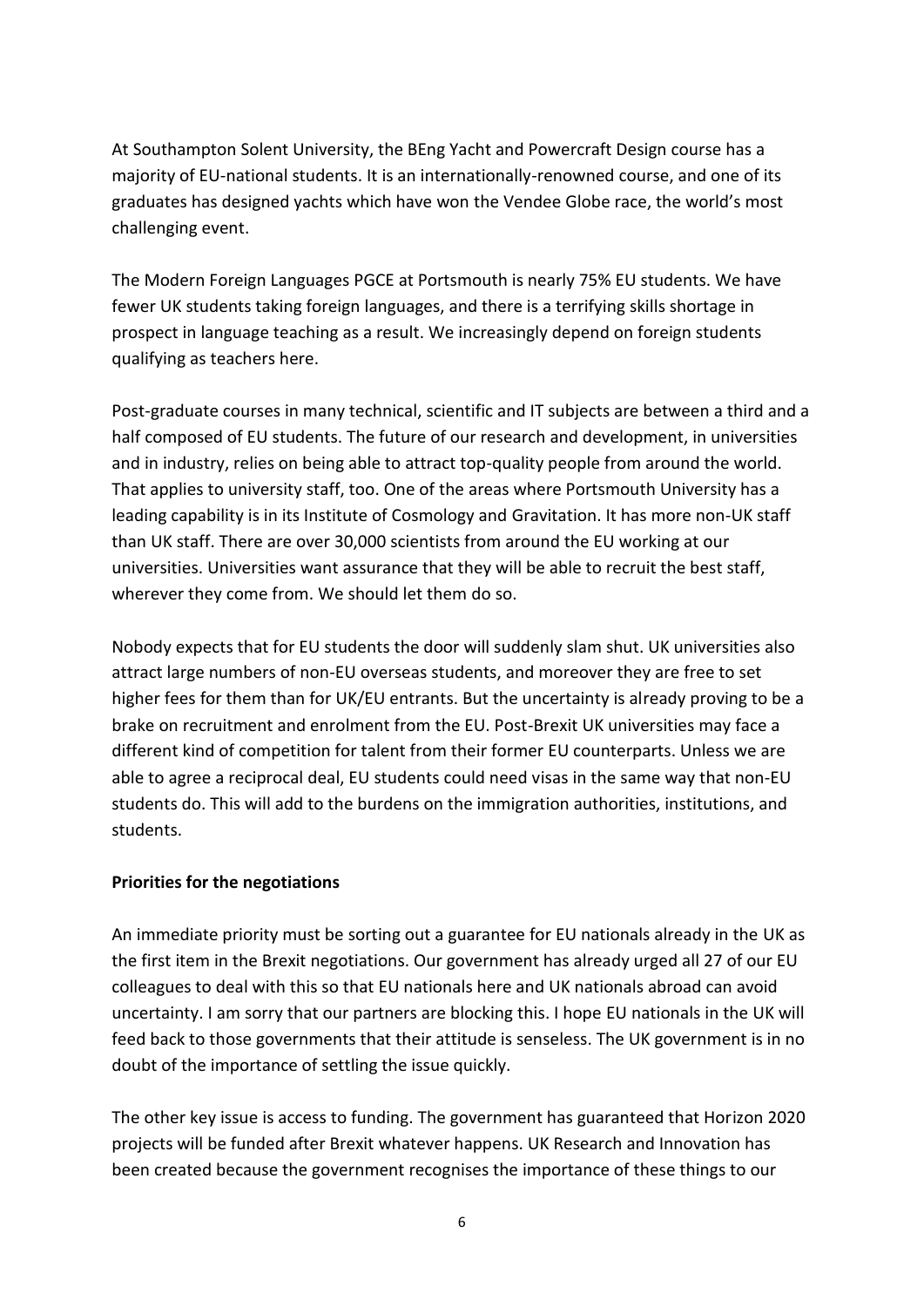At Southampton Solent University, the BEng Yacht and Powercraft Design course has a majority of EU-national students. It is an internationally-renowned course, and one of its graduates has designed yachts which have won the Vendee Globe race, the world's most challenging event.

The Modern Foreign Languages PGCE at Portsmouth is nearly 75% EU students. We have fewer UK students taking foreign languages, and there is a terrifying skills shortage in prospect in language teaching as a result. We increasingly depend on foreign students qualifying as teachers here.

Post-graduate courses in many technical, scientific and IT subjects are between a third and a half composed of EU students. The future of our research and development, in universities and in industry, relies on being able to attract top-quality people from around the world. That applies to university staff, too. One of the areas where Portsmouth University has a leading capability is in its Institute of Cosmology and Gravitation. It has more non-UK staff than UK staff. There are over 30,000 scientists from around the EU working at our universities. Universities want assurance that they will be able to recruit the best staff, wherever they come from. We should let them do so.

Nobody expects that for EU students the door will suddenly slam shut. UK universities also attract large numbers of non-EU overseas students, and moreover they are free to set higher fees for them than for UK/EU entrants. But the uncertainty is already proving to be a brake on recruitment and enrolment from the EU. Post-Brexit UK universities may face a different kind of competition for talent from their former EU counterparts. Unless we are able to agree a reciprocal deal, EU students could need visas in the same way that non-EU students do. This will add to the burdens on the immigration authorities, institutions, and students.

**Priorities for the negotiations**

An immediate priority must be sorting out a guarantee for EU nationals already in the UK as the first item in the Brexit negotiations. Our government has already urged all 27 of our EU colleagues to deal with this so that EU nationals here and UK nationals abroad can avoid uncertainty. I am sorry that our partners are blocking this. I hope EU nationals in the UK will feed back to those governments that their attitude is senseless. The UK government is in no doubt of the importance of settling the issue quickly.

The other key issue is access to funding. The government has guaranteed that Horizon 2020 projects will be funded after Brexit whatever happens. UK Research and Innovation has been created because the government recognises the importance of these things to our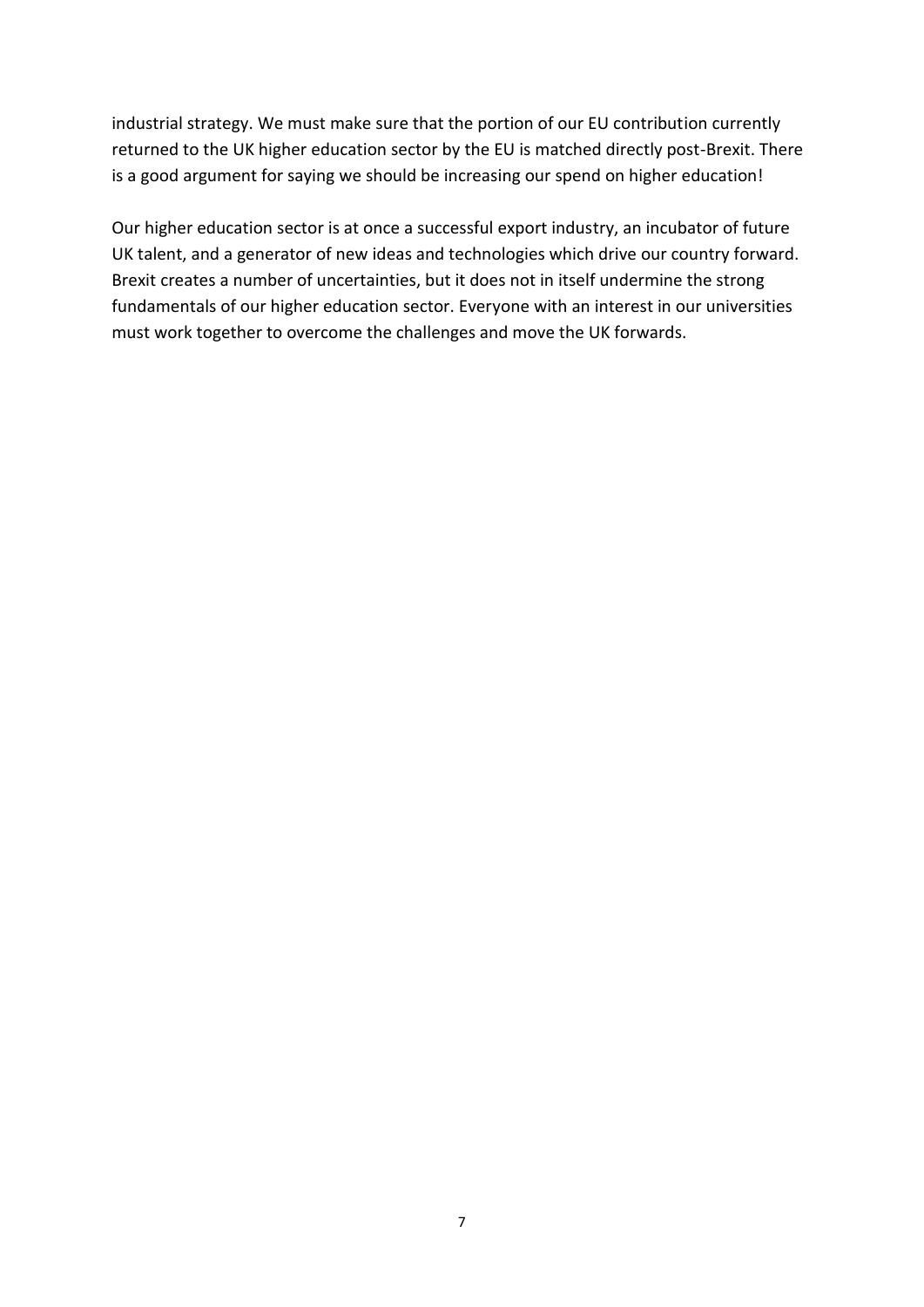industrial strategy. We must make sure that the portion of our EU contribution currently returned to the UK higher education sector by the EU is matched directly post-Brexit. There is a good argument for saying we should be increasing our spend on higher education!

Our higher education sector is at once a successful export industry, an incubator of future UK talent, and a generator of new ideas and technologies which drive our country forward. Brexit creates a number of uncertainties, but it does not in itself undermine the strong fundamentals of our higher education sector. Everyone with an interest in our universities must work together to overcome the challenges and move the UK forwards.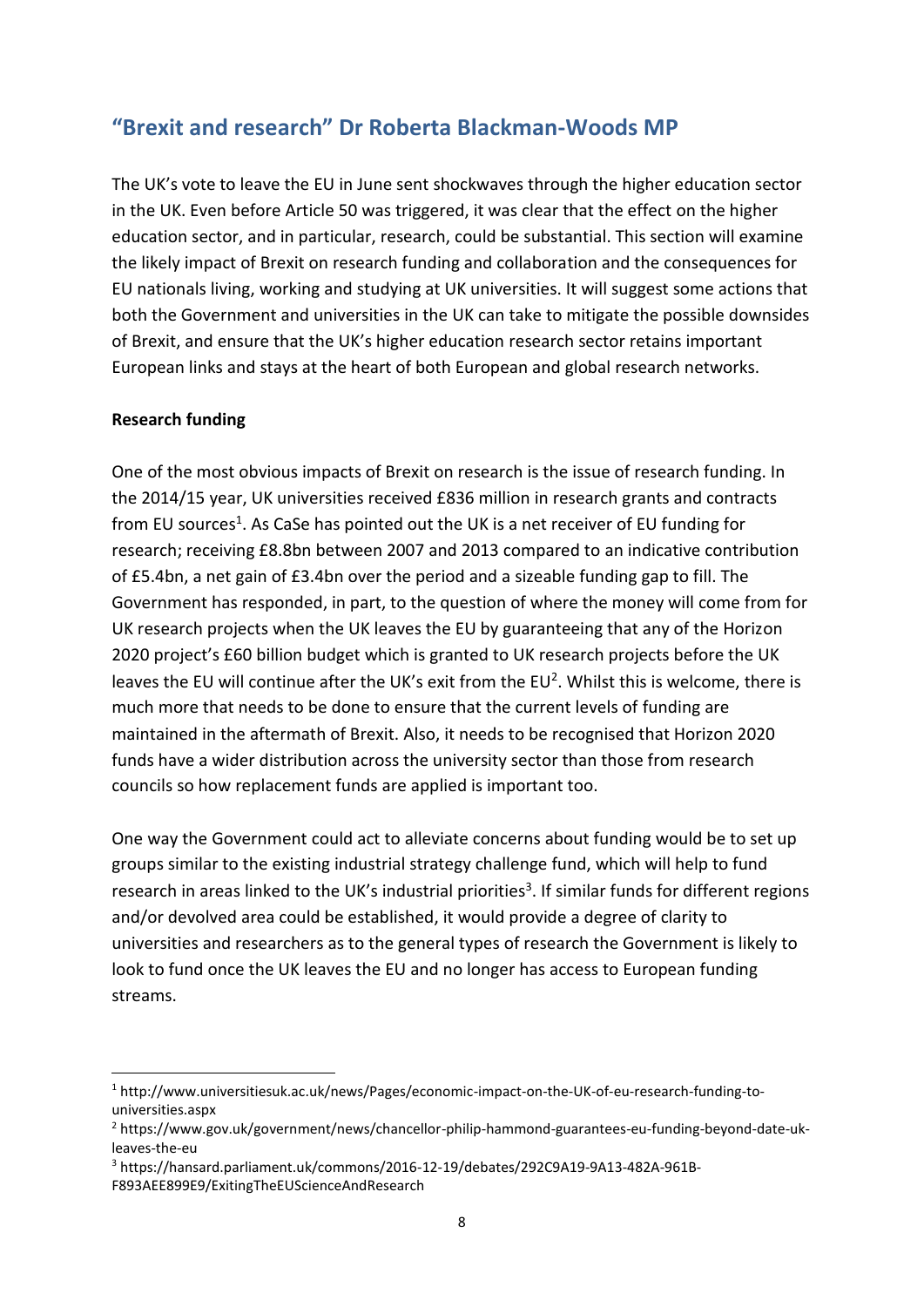## "Brexit and research" Dr Roberta Blackman-Woods MP

The UK's vote to leave the EU in June sent shockwaves through the higher education sector in the UK. Even before Article 50 was triggered, it was clear that the effect on the higher education sector, and in particular, research, could be substantial. This section will examine the likely impact of Brexit on research funding and collaboration and the consequences for EU nationals living, working and studying at UK universities. It will suggest some actions that both the Government and universities in the UK can take to mitigate the possible downsides of Brexit, and ensure that the UK's higher education research sector retains important European links and stays at the heart of both European and global research networks.

**Research funding**

One of the most obvious impacts of Brexit on research is the issue of research funding. In the 2014/15 year, UK universities received £836 million in research grants and contracts from EU sources[1]. As CaSe has pointed out the UK is a net receiver of EU funding for research; receiving £8.8bn between 2007 and 2013 compared to an indicative contribution of £5.4bn, a net gain of £3.4bn over the period and a sizeable funding gap to fill. The Government has responded, in part, to the question of where the money will come from for UK research projects when the UK leaves the EU by guaranteeing that any of the Horizon 2020 project's £60 billion budget which is granted to UK research projects before the UK leaves the EU will continue after the UK's exit from the EU[2]. Whilst this is welcome, there is much more that needs to be done to ensure that the current levels of funding are maintained in the aftermath of Brexit. Also, it needs to be recognised that Horizon 2020 funds have a wider distribution across the university sector than those from research councils so how replacement funds are applied is important too.

One way the Government could act to alleviate concerns about funding would be to set up groups similar to the existing industrial strategy challenge fund, which will help to fund research in areas linked to the UK's industrial priorities[3]. If similar funds for different regions and/or devolved area could be established, it would provide a degree of clarity to universities and researchers as to the general types of research the Government is likely to look to fund once the UK leaves the EU and no longer has access to European funding streams.

---

[1] http://www.universitiesuk.ac.uk/news/Pages/economic-impact-on-the-UK-of-eu-research-funding-to-universities.aspx

[2] https://www.gov.uk/government/news/chancellor-philip-hammond-guarantees-eu-funding-beyond-date-uk-leaves-the-eu

[3] https://hansard.parliament.uk/commons/2016-12-19/debates/292C9A19-9A13-482A-961B-F893AEE899E9/ExitingTheEUScienceAndResearch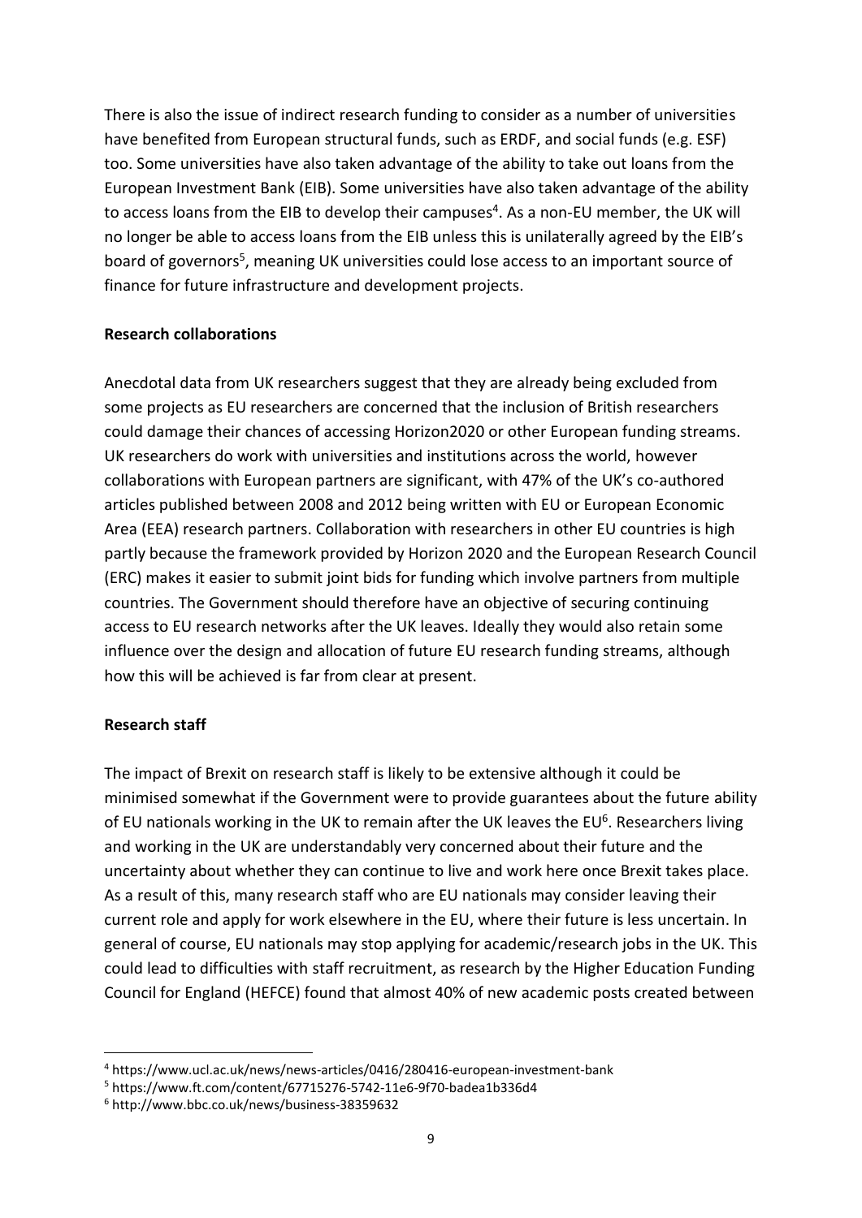There is also the issue of indirect research funding to consider as a number of universities have benefited from European structural funds, such as ERDF, and social funds (e.g. ESF) too. Some universities have also taken advantage of the ability to take out loans from the European Investment Bank (EIB). Some universities have also taken advantage of the ability to access loans from the EIB to develop their campuses[4]. As a non-EU member, the UK will no longer be able to access loans from the EIB unless this is unilaterally agreed by the EIB's board of governors[5], meaning UK universities could lose access to an important source of finance for future infrastructure and development projects.

**Research collaborations**

Anecdotal data from UK researchers suggest that they are already being excluded from some projects as EU researchers are concerned that the inclusion of British researchers could damage their chances of accessing Horizon2020 or other European funding streams. UK researchers do work with universities and institutions across the world, however collaborations with European partners are significant, with 47% of the UK's co-authored articles published between 2008 and 2012 being written with EU or European Economic Area (EEA) research partners. Collaboration with researchers in other EU countries is high partly because the framework provided by Horizon 2020 and the European Research Council (ERC) makes it easier to submit joint bids for funding which involve partners from multiple countries. The Government should therefore have an objective of securing continuing access to EU research networks after the UK leaves. Ideally they would also retain some influence over the design and allocation of future EU research funding streams, although how this will be achieved is far from clear at present.

**Research staff**

The impact of Brexit on research staff is likely to be extensive although it could be minimised somewhat if the Government were to provide guarantees about the future ability of EU nationals working in the UK to remain after the UK leaves the EU[6]. Researchers living and working in the UK are understandably very concerned about their future and the uncertainty about whether they can continue to live and work here once Brexit takes place. As a result of this, many research staff who are EU nationals may consider leaving their current role and apply for work elsewhere in the EU, where their future is less uncertain. In general of course, EU nationals may stop applying for academic/research jobs in the UK. This could lead to difficulties with staff recruitment, as research by the Higher Education Funding Council for England (HEFCE) found that almost 40% of new academic posts created between

---

[4] https://www.ucl.ac.uk/news/news-articles/0416/280416-european-investment-bank

[5] https://www.ft.com/content/67715276-5742-11e6-9f70-badea1b336d4

[6] http://www.bbc.co.uk/news/business-38359632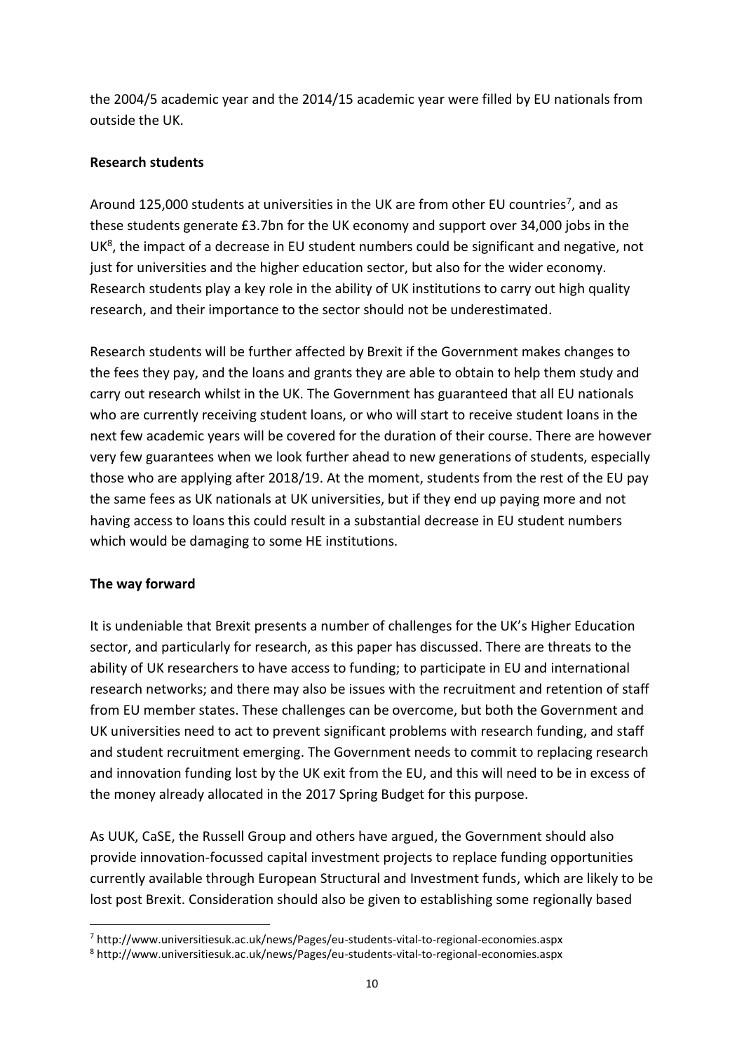the 2004/5 academic year and the 2014/15 academic year were filled by EU nationals from outside the UK.

**Research students**

Around 125,000 students at universities in the UK are from other EU countries[7], and as these students generate £3.7bn for the UK economy and support over 34,000 jobs in the UK[8], the impact of a decrease in EU student numbers could be significant and negative, not just for universities and the higher education sector, but also for the wider economy. Research students play a key role in the ability of UK institutions to carry out high quality research, and their importance to the sector should not be underestimated.

Research students will be further affected by Brexit if the Government makes changes to the fees they pay, and the loans and grants they are able to obtain to help them study and carry out research whilst in the UK. The Government has guaranteed that all EU nationals who are currently receiving student loans, or who will start to receive student loans in the next few academic years will be covered for the duration of their course. There are however very few guarantees when we look further ahead to new generations of students, especially those who are applying after 2018/19. At the moment, students from the rest of the EU pay the same fees as UK nationals at UK universities, but if they end up paying more and not having access to loans this could result in a substantial decrease in EU student numbers which would be damaging to some HE institutions.

**The way forward**

It is undeniable that Brexit presents a number of challenges for the UK's Higher Education sector, and particularly for research, as this paper has discussed. There are threats to the ability of UK researchers to have access to funding; to participate in EU and international research networks; and there may also be issues with the recruitment and retention of staff from EU member states. These challenges can be overcome, but both the Government and UK universities need to act to prevent significant problems with research funding, and staff and student recruitment emerging. The Government needs to commit to replacing research and innovation funding lost by the UK exit from the EU, and this will need to be in excess of the money already allocated in the 2017 Spring Budget for this purpose.

As UUK, CaSE, the Russell Group and others have argued, the Government should also provide innovation-focussed capital investment projects to replace funding opportunities currently available through European Structural and Investment funds, which are likely to be lost post Brexit. Consideration should also be given to establishing some regionally based

[7] http://www.universitiesuk.ac.uk/news/Pages/eu-students-vital-to-regional-economies.aspx

[8] http://www.universitiesuk.ac.uk/news/Pages/eu-students-vital-to-regional-economies.aspx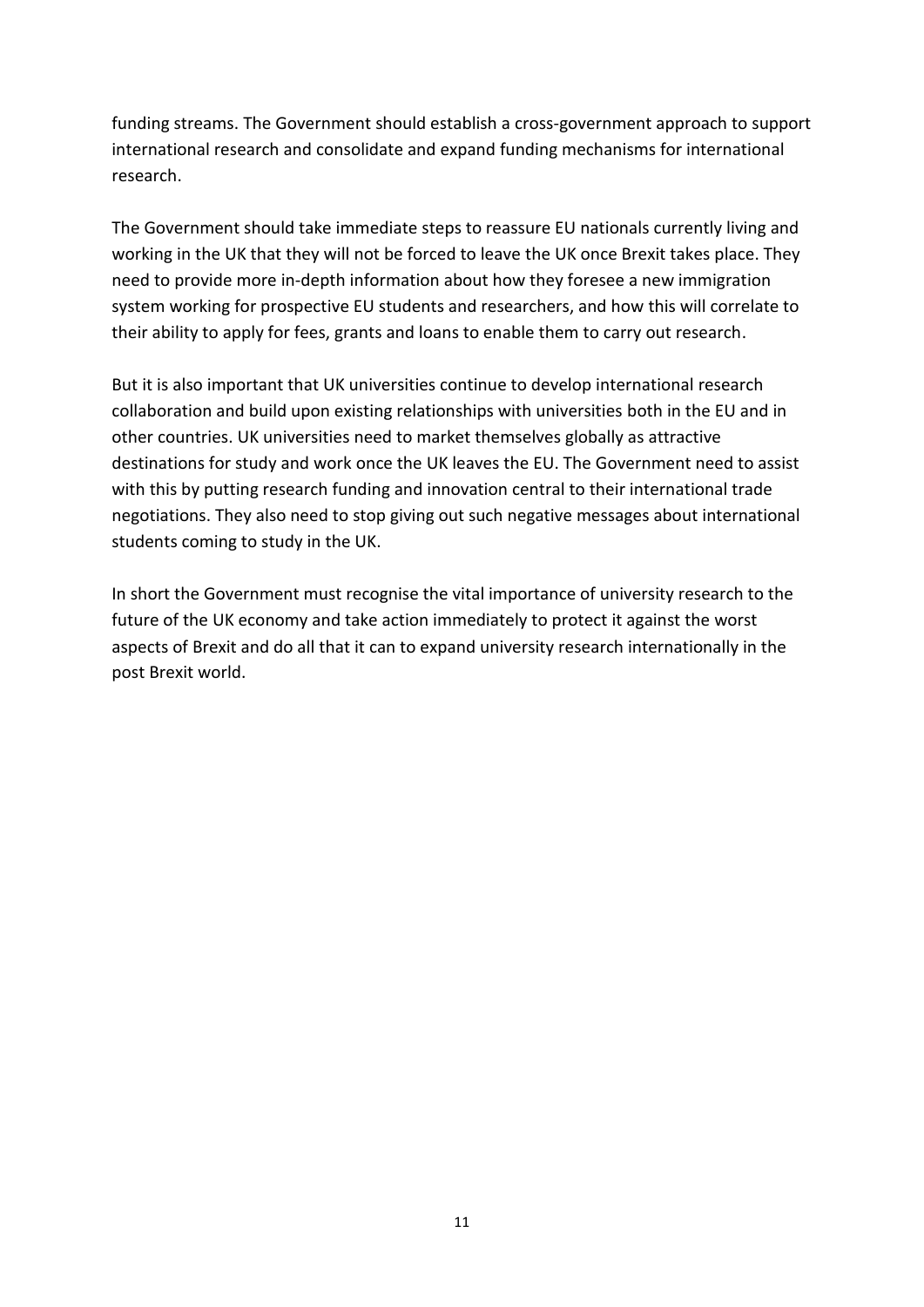funding streams. The Government should establish a cross-government approach to support international research and consolidate and expand funding mechanisms for international research.

The Government should take immediate steps to reassure EU nationals currently living and working in the UK that they will not be forced to leave the UK once Brexit takes place. They need to provide more in-depth information about how they foresee a new immigration system working for prospective EU students and researchers, and how this will correlate to their ability to apply for fees, grants and loans to enable them to carry out research.

But it is also important that UK universities continue to develop international research collaboration and build upon existing relationships with universities both in the EU and in other countries. UK universities need to market themselves globally as attractive destinations for study and work once the UK leaves the EU. The Government need to assist with this by putting research funding and innovation central to their international trade negotiations. They also need to stop giving out such negative messages about international students coming to study in the UK.

In short the Government must recognise the vital importance of university research to the future of the UK economy and take action immediately to protect it against the worst aspects of Brexit and do all that it can to expand university research internationally in the post Brexit world.